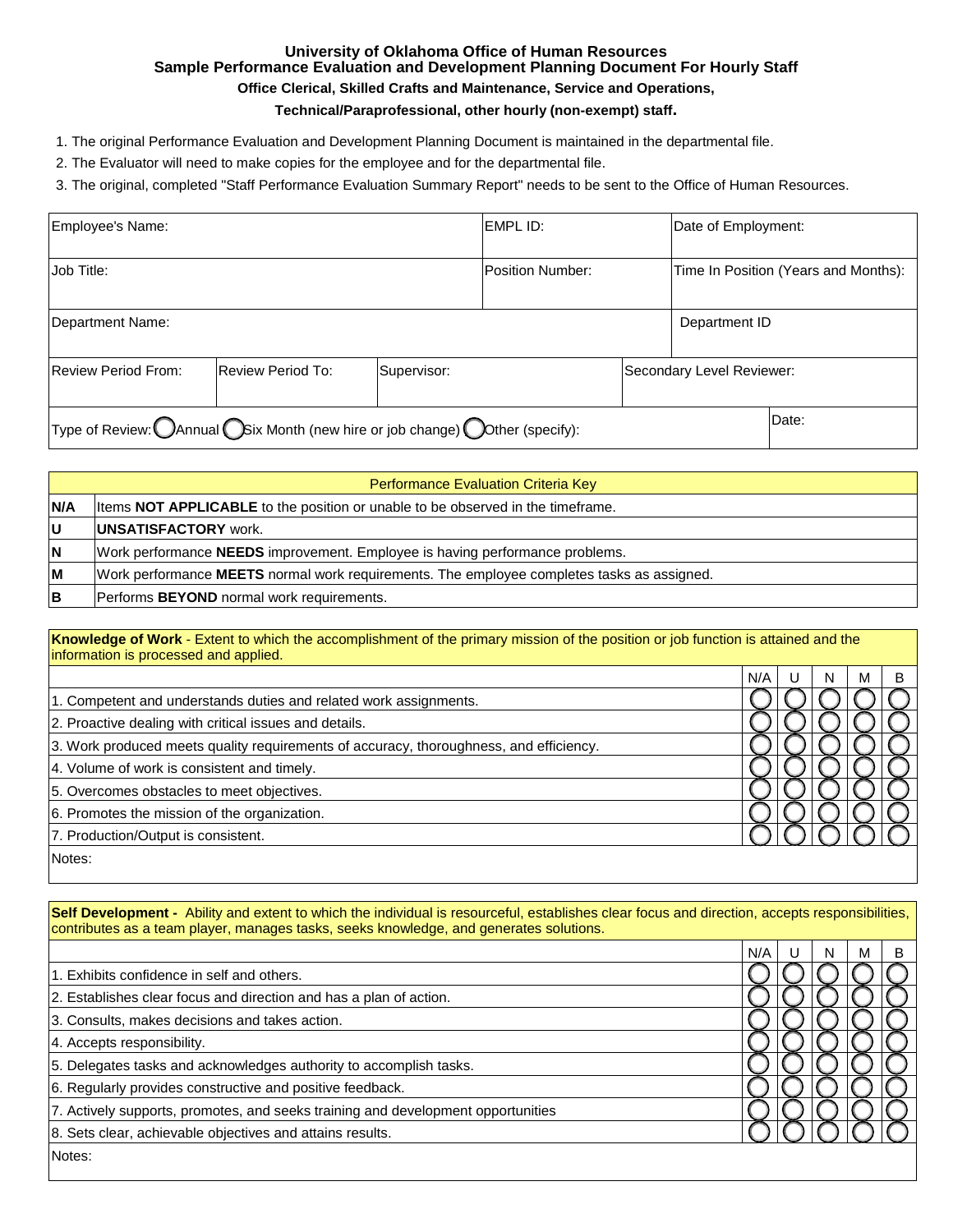# University of Oklahoma Office of Human Resources

## Sample Performance Evaluation and Development Planning Document For Hourly Staff

### Office Clerical, Skilled Crafts and Maintenance, Service and Operations, Technical/Paraprofessional, other hourly (non-exempt) staff.

1. The original Performance Evaluation and Development Planning Document is maintained in the departmental file.
2. The Evaluator will need to make copies for the employee and for the departmental file.
3. The original, completed "Staff Performance Evaluation Summary Report" needs to be sent to the Office of Human Resources.

| Employee's Name: | | | EMPL ID: | Date of Employment: |
|---|---|---|---|---|
| Job Title: | | | Position Number: | Time In Position (Years and Months): |
| Department Name: | | | | Department ID |
| Review Period From: | Review Period To: | Supervisor: | Secondary Level Reviewer: | |
| Type of Review: ◯ Annual ◯ Six Month (new hire or job change) ◯ Other (specify): | | | | Date: |

| Performance Evaluation Criteria Key | |
|---|---|
| **N/A** | Items **NOT APPLICABLE** to the position or unable to be observed in the timeframe. |
| **U** | **UNSATISFACTORY** work. |
| **N** | Work performance **NEEDS** improvement. Employee is having performance problems. |
| **M** | Work performance **MEETS** normal work requirements. The employee completes tasks as assigned. |
| **B** | Performs **BEYOND** normal work requirements. |

**Knowledge of Work** - Extent to which the accomplishment of the primary mission of the position or job function is attained and the information is processed and applied.

| | N/A | U | N | M | B |
|---|---|---|---|---|---|
| 1. Competent and understands duties and related work assignments. | ◯ | ◯ | ◯ | ◯ | ◯ |
| 2. Proactive dealing with critical issues and details. | ◯ | ◯ | ◯ | ◯ | ◯ |
| 3. Work produced meets quality requirements of accuracy, thoroughness, and efficiency. | ◯ | ◯ | ◯ | ◯ | ◯ |
| 4. Volume of work is consistent and timely. | ◯ | ◯ | ◯ | ◯ | ◯ |
| 5. Overcomes obstacles to meet objectives. | ◯ | ◯ | ◯ | ◯ | ◯ |
| 6. Promotes the mission of the organization. | ◯ | ◯ | ◯ | ◯ | ◯ |
| 7. Production/Output is consistent. | ◯ | ◯ | ◯ | ◯ | ◯ |

Notes:

**Self Development -** Ability and extent to which the individual is resourceful, establishes clear focus and direction, accepts responsibilities, contributes as a team player, manages tasks, seeks knowledge, and generates solutions.

| | N/A | U | N | M | B |
|---|---|---|---|---|---|
| 1. Exhibits confidence in self and others. | ◯ | ◯ | ◯ | ◯ | ◯ |
| 2. Establishes clear focus and direction and has a plan of action. | ◯ | ◯ | ◯ | ◯ | ◯ |
| 3. Consults, makes decisions and takes action. | ◯ | ◯ | ◯ | ◯ | ◯ |
| 4. Accepts responsibility. | ◯ | ◯ | ◯ | ◯ | ◯ |
| 5. Delegates tasks and acknowledges authority to accomplish tasks. | ◯ | ◯ | ◯ | ◯ | ◯ |
| 6. Regularly provides constructive and positive feedback. | ◯ | ◯ | ◯ | ◯ | ◯ |
| 7. Actively supports, promotes, and seeks training and development opportunities | ◯ | ◯ | ◯ | ◯ | ◯ |
| 8. Sets clear, achievable objectives and attains results. | ◯ | ◯ | ◯ | ◯ | ◯ |

Notes: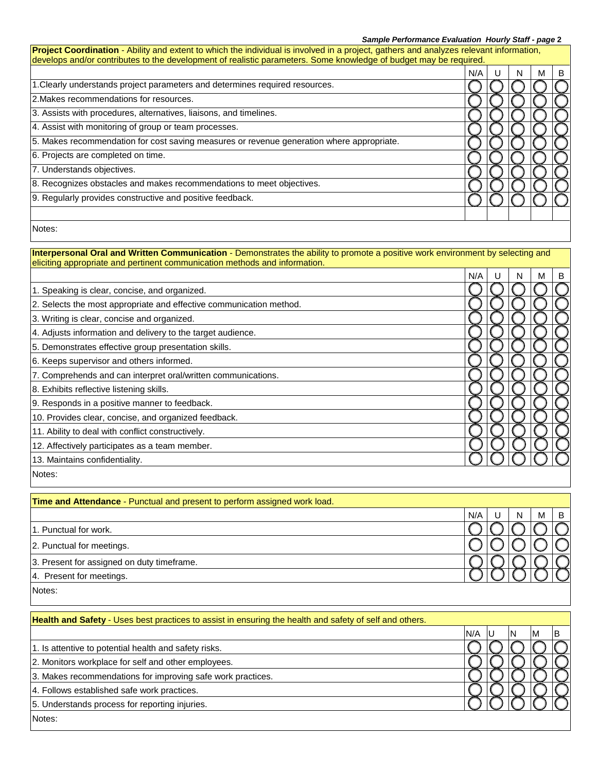**Project Coordination** - Ability and extent to which the individual is involved in a project, gathers and analyzes relevant information, develops and/or contributes to the development of realistic parameters. Some knowledge of budget may be required.

| | N/A | U | N | M | B |
|---|---|---|---|---|---|
| 1.Clearly understands project parameters and determines required resources. | ◯ | ◯ | ◯ | ◯ | ◯ |
| 2.Makes recommendations for resources. | ◯ | ◯ | ◯ | ◯ | ◯ |
| 3. Assists with procedures, alternatives, liaisons, and timelines. | ◯ | ◯ | ◯ | ◯ | ◯ |
| 4. Assist with monitoring of group or team processes. | ◯ | ◯ | ◯ | ◯ | ◯ |
| 5. Makes recommendation for cost saving measures or revenue generation where appropriate. | ◯ | ◯ | ◯ | ◯ | ◯ |
| 6. Projects are completed on time. | ◯ | ◯ | ◯ | ◯ | ◯ |
| 7. Understands objectives. | ◯ | ◯ | ◯ | ◯ | ◯ |
| 8. Recognizes obstacles and makes recommendations to meet objectives. | ◯ | ◯ | ◯ | ◯ | ◯ |
| 9. Regularly provides constructive and positive feedback. | ◯ | ◯ | ◯ | ◯ | ◯ |
| | | | | | |

Notes:

**Interpersonal Oral and Written Communication** - Demonstrates the ability to promote a positive work environment by selecting and eliciting appropriate and pertinent communication methods and information.

| | N/A | U | N | M | B |
|---|---|---|---|---|---|
| 1. Speaking is clear, concise, and organized. | ◯ | ◯ | ◯ | ◯ | ◯ |
| 2. Selects the most appropriate and effective communication method. | ◯ | ◯ | ◯ | ◯ | ◯ |
| 3. Writing is clear, concise and organized. | ◯ | ◯ | ◯ | ◯ | ◯ |
| 4. Adjusts information and delivery to the target audience. | ◯ | ◯ | ◯ | ◯ | ◯ |
| 5. Demonstrates effective group presentation skills. | ◯ | ◯ | ◯ | ◯ | ◯ |
| 6. Keeps supervisor and others informed. | ◯ | ◯ | ◯ | ◯ | ◯ |
| 7. Comprehends and can interpret oral/written communications. | ◯ | ◯ | ◯ | ◯ | ◯ |
| 8. Exhibits reflective listening skills. | ◯ | ◯ | ◯ | ◯ | ◯ |
| 9. Responds in a positive manner to feedback. | ◯ | ◯ | ◯ | ◯ | ◯ |
| 10. Provides clear, concise, and organized feedback. | ◯ | ◯ | ◯ | ◯ | ◯ |
| 11. Ability to deal with conflict constructively. | ◯ | ◯ | ◯ | ◯ | ◯ |
| 12. Affectively participates as a team member. | ◯ | ◯ | ◯ | ◯ | ◯ |
| 13. Maintains confidentiality. | ◯ | ◯ | ◯ | ◯ | ◯ |

Notes:

**Time and Attendance** - Punctual and present to perform assigned work load.

| | N/A | U | N | M | B |
|---|---|---|---|---|---|
| 1. Punctual for work. | ◯ | ◯ | ◯ | ◯ | ◯ |
| 2. Punctual for meetings. | ◯ | ◯ | ◯ | ◯ | ◯ |
| 3. Present for assigned on duty timeframe. | ◯ | ◯ | ◯ | ◯ | ◯ |
| 4. Present for meetings. | ◯ | ◯ | ◯ | ◯ | ◯ |

Notes:

**Health and Safety** - Uses best practices to assist in ensuring the health and safety of self and others.

| | N/A | U | N | M | B |
|---|---|---|---|---|---|
| 1. Is attentive to potential health and safety risks. | ◯ | ◯ | ◯ | ◯ | ◯ |
| 2. Monitors workplace for self and other employees. | ◯ | ◯ | ◯ | ◯ | ◯ |
| 3. Makes recommendations for improving safe work practices. | ◯ | ◯ | ◯ | ◯ | ◯ |
| 4. Follows established safe work practices. | ◯ | ◯ | ◯ | ◯ | ◯ |
| 5. Understands process for reporting injuries. | ◯ | ◯ | ◯ | ◯ | ◯ |

Notes: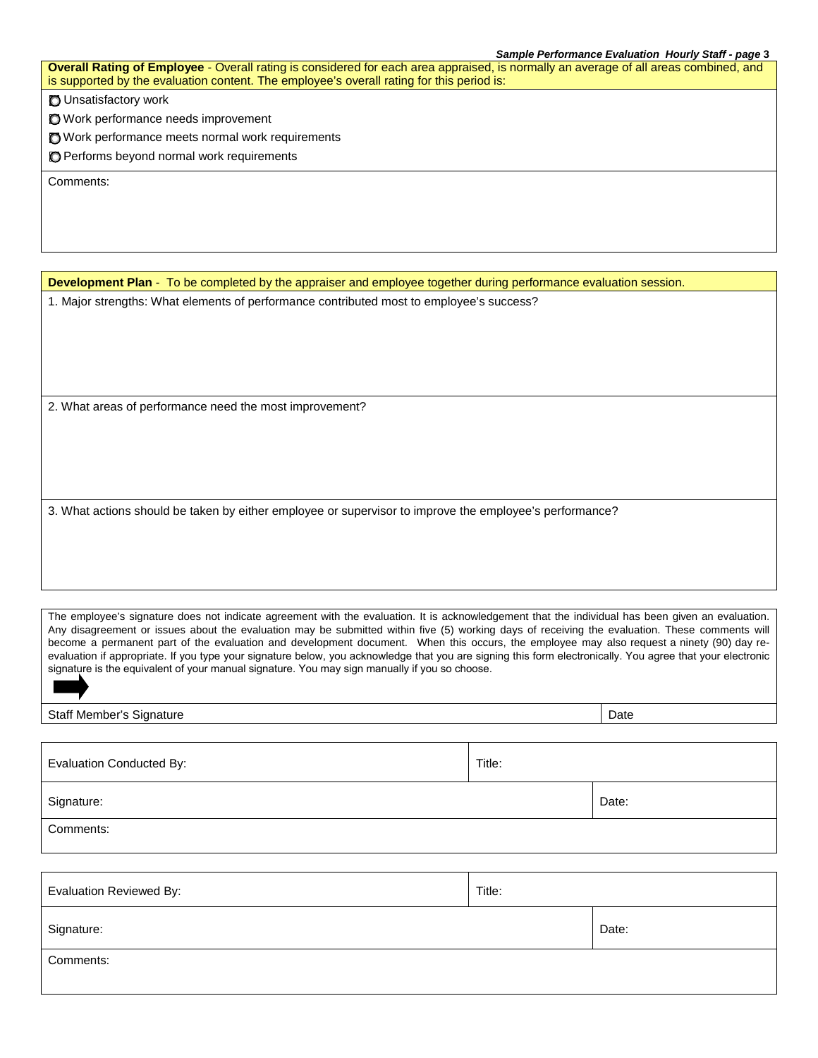**Overall Rating of Employee** - Overall rating is considered for each area appraised, is normally an average of all areas combined, and is supported by the evaluation content. The employee's overall rating for this period is:

- ○ Unsatisfactory work
- ○ Work performance needs improvement
- ○ Work performance meets normal work requirements
- ○ Performs beyond normal work requirements

Comments:

**Development Plan** - To be completed by the appraiser and employee together during performance evaluation session.

1. Major strengths: What elements of performance contributed most to employee's success?

2. What areas of performance need the most improvement?

3. What actions should be taken by either employee or supervisor to improve the employee's performance?

The employee's signature does not indicate agreement with the evaluation. It is acknowledgement that the individual has been given an evaluation. Any disagreement or issues about the evaluation may be submitted within five (5) working days of receiving the evaluation. These comments will become a permanent part of the evaluation and development document. When this occurs, the employee may also request a ninety (90) day re-evaluation if appropriate. If you type your signature below, you acknowledge that you are signing this form electronically. You agree that your electronic signature is the equivalent of your manual signature. You may sign manually if you so choose.

| Staff Member's Signature | Date |
|---|---|

| | |
|---|---|
| Evaluation Conducted By: | Title: |
| Signature: | Date: |
| Comments: | |

| | |
|---|---|
| Evaluation Reviewed By: | Title: |
| Signature: | Date: |
| Comments: | |